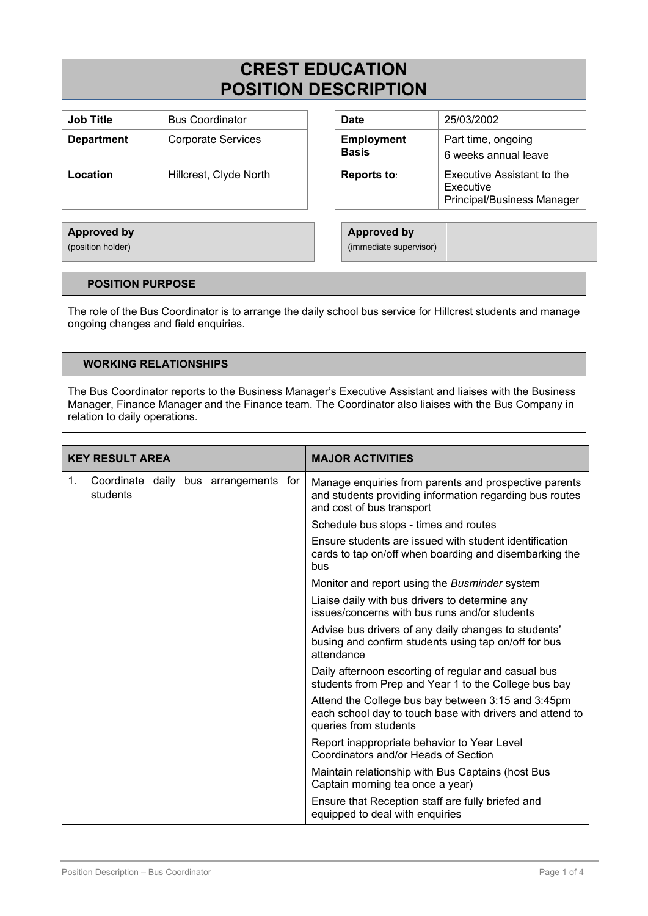# CREST EDUCATION
# POSITION DESCRIPTION

| **Job Title** | Bus Coordinator |
|---|---|
| **Department** | Corporate Services |
| **Location** | Hillcrest, Clyde North |

| **Date** | 25/03/2002 |
|---|---|
| **Employment Basis** | Part time, ongoing<br>6 weeks annual leave |
| **Reports to**: | Executive Assistant to the Executive Principal/Business Manager |

| **Approved by** (position holder) | |
|---|---|

| **Approved by** (immediate supervisor) | |
|---|---|

## POSITION PURPOSE

The role of the Bus Coordinator is to arrange the daily school bus service for Hillcrest students and manage ongoing changes and field enquiries.

## WORKING RELATIONSHIPS

The Bus Coordinator reports to the Business Manager's Executive Assistant and liaises with the Business Manager, Finance Manager and the Finance team. The Coordinator also liaises with the Bus Company in relation to daily operations.

| KEY RESULT AREA | MAJOR ACTIVITIES |
|---|---|
| 1. Coordinate daily bus arrangements for students | Manage enquiries from parents and prospective parents and students providing information regarding bus routes and cost of bus transport |
| | Schedule bus stops - times and routes |
| | Ensure students are issued with student identification cards to tap on/off when boarding and disembarking the bus |
| | Monitor and report using the *Busminder* system |
| | Liaise daily with bus drivers to determine any issues/concerns with bus runs and/or students |
| | Advise bus drivers of any daily changes to students' busing and confirm students using tap on/off for bus attendance |
| | Daily afternoon escorting of regular and casual bus students from Prep and Year 1 to the College bus bay |
| | Attend the College bus bay between 3:15 and 3:45pm each school day to touch base with drivers and attend to queries from students |
| | Report inappropriate behavior to Year Level Coordinators and/or Heads of Section |
| | Maintain relationship with Bus Captains (host Bus Captain morning tea once a year) |
| | Ensure that Reception staff are fully briefed and equipped to deal with enquiries |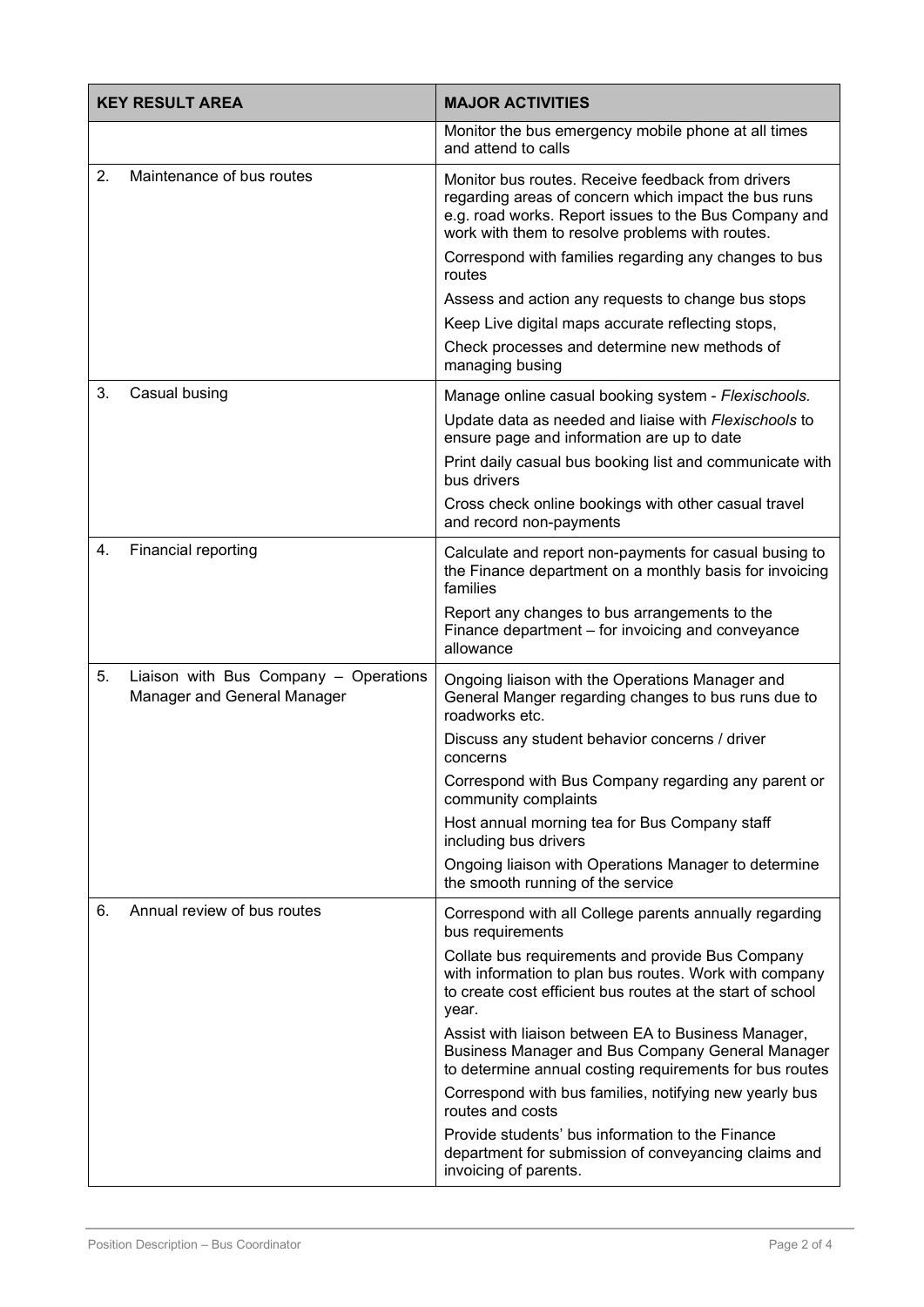| KEY RESULT AREA | MAJOR ACTIVITIES |
|---|---|
| | Monitor the bus emergency mobile phone at all times and attend to calls |
| 2. Maintenance of bus routes | Monitor bus routes. Receive feedback from drivers regarding areas of concern which impact the bus runs e.g. road works. Report issues to the Bus Company and work with them to resolve problems with routes.<br>Correspond with families regarding any changes to bus routes<br>Assess and action any requests to change bus stops<br>Keep Live digital maps accurate reflecting stops,<br>Check processes and determine new methods of managing busing |
| 3. Casual busing | Manage online casual booking system - *Flexischools.*<br>Update data as needed and liaise with *Flexischools* to ensure page and information are up to date<br>Print daily casual bus booking list and communicate with bus drivers<br>Cross check online bookings with other casual travel and record non-payments |
| 4. Financial reporting | Calculate and report non-payments for casual busing to the Finance department on a monthly basis for invoicing families<br>Report any changes to bus arrangements to the Finance department – for invoicing and conveyance allowance |
| 5. Liaison with Bus Company – Operations Manager and General Manager | Ongoing liaison with the Operations Manager and General Manger regarding changes to bus runs due to roadworks etc.<br>Discuss any student behavior concerns / driver concerns<br>Correspond with Bus Company regarding any parent or community complaints<br>Host annual morning tea for Bus Company staff including bus drivers<br>Ongoing liaison with Operations Manager to determine the smooth running of the service |
| 6. Annual review of bus routes | Correspond with all College parents annually regarding bus requirements<br>Collate bus requirements and provide Bus Company with information to plan bus routes. Work with company to create cost efficient bus routes at the start of school year.<br>Assist with liaison between EA to Business Manager, Business Manager and Bus Company General Manager to determine annual costing requirements for bus routes<br>Correspond with bus families, notifying new yearly bus routes and costs<br>Provide students' bus information to the Finance department for submission of conveyancing claims and invoicing of parents. |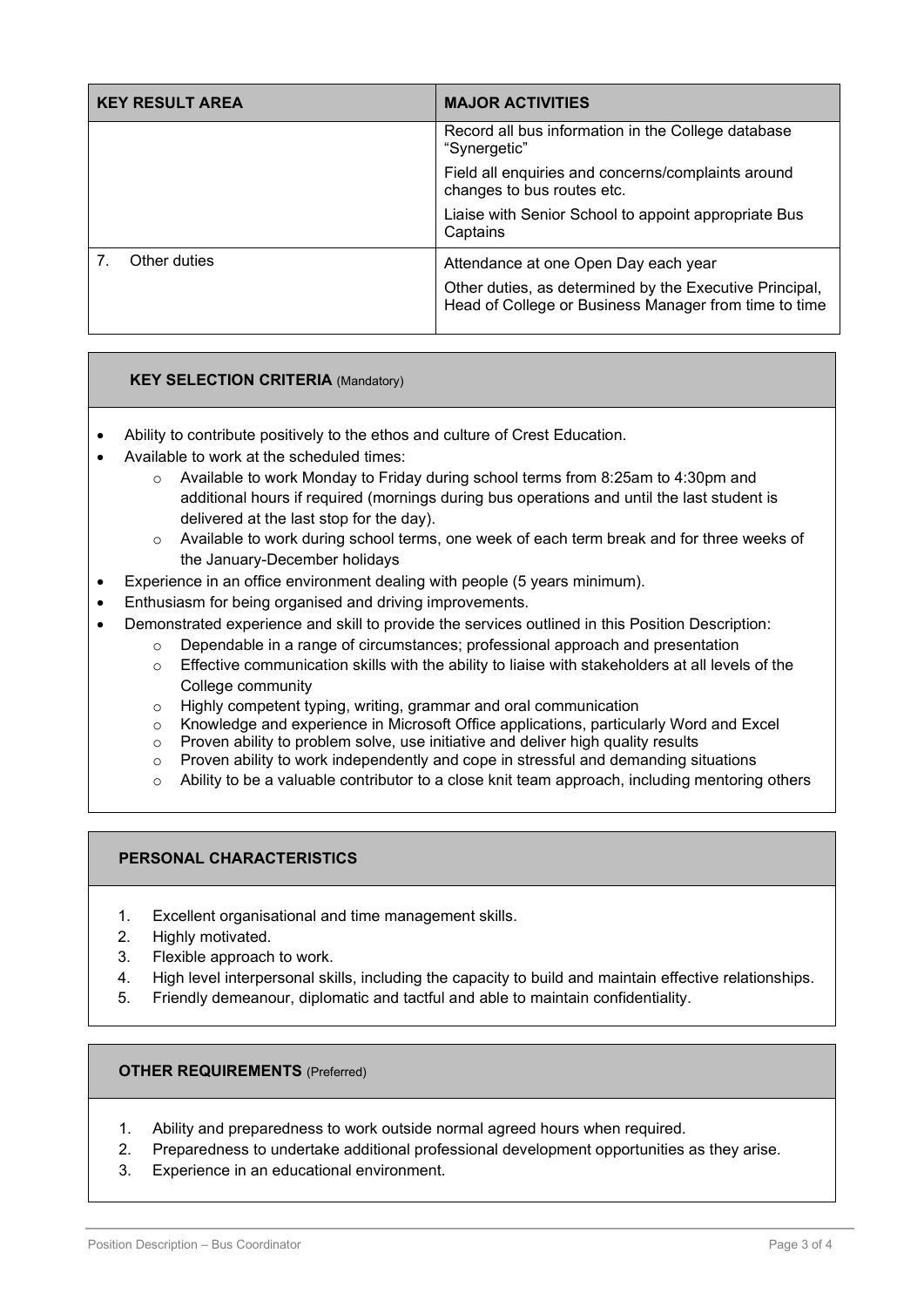| KEY RESULT AREA | MAJOR ACTIVITIES |
|---|---|
| | Record all bus information in the College database "Synergetic"<br><br>Field all enquiries and concerns/complaints around changes to bus routes etc.<br><br>Liaise with Senior School to appoint appropriate Bus Captains |
| 7. Other duties | Attendance at one Open Day each year<br><br>Other duties, as determined by the Executive Principal, Head of College or Business Manager from time to time |

### KEY SELECTION CRITERIA (Mandatory)

- Ability to contribute positively to the ethos and culture of Crest Education.
- Available to work at the scheduled times:
  - Available to work Monday to Friday during school terms from 8:25am to 4:30pm and additional hours if required (mornings during bus operations and until the last student is delivered at the last stop for the day).
  - Available to work during school terms, one week of each term break and for three weeks of the January-December holidays
- Experience in an office environment dealing with people (5 years minimum).
- Enthusiasm for being organised and driving improvements.
- Demonstrated experience and skill to provide the services outlined in this Position Description:
  - Dependable in a range of circumstances; professional approach and presentation
  - Effective communication skills with the ability to liaise with stakeholders at all levels of the College community
  - Highly competent typing, writing, grammar and oral communication
  - Knowledge and experience in Microsoft Office applications, particularly Word and Excel
  - Proven ability to problem solve, use initiative and deliver high quality results
  - Proven ability to work independently and cope in stressful and demanding situations
  - Ability to be a valuable contributor to a close knit team approach, including mentoring others

### PERSONAL CHARACTERISTICS

1. Excellent organisational and time management skills.
2. Highly motivated.
3. Flexible approach to work.
4. High level interpersonal skills, including the capacity to build and maintain effective relationships.
5. Friendly demeanour, diplomatic and tactful and able to maintain confidentiality.

### OTHER REQUIREMENTS (Preferred)

1. Ability and preparedness to work outside normal agreed hours when required.
2. Preparedness to undertake additional professional development opportunities as they arise.
3. Experience in an educational environment.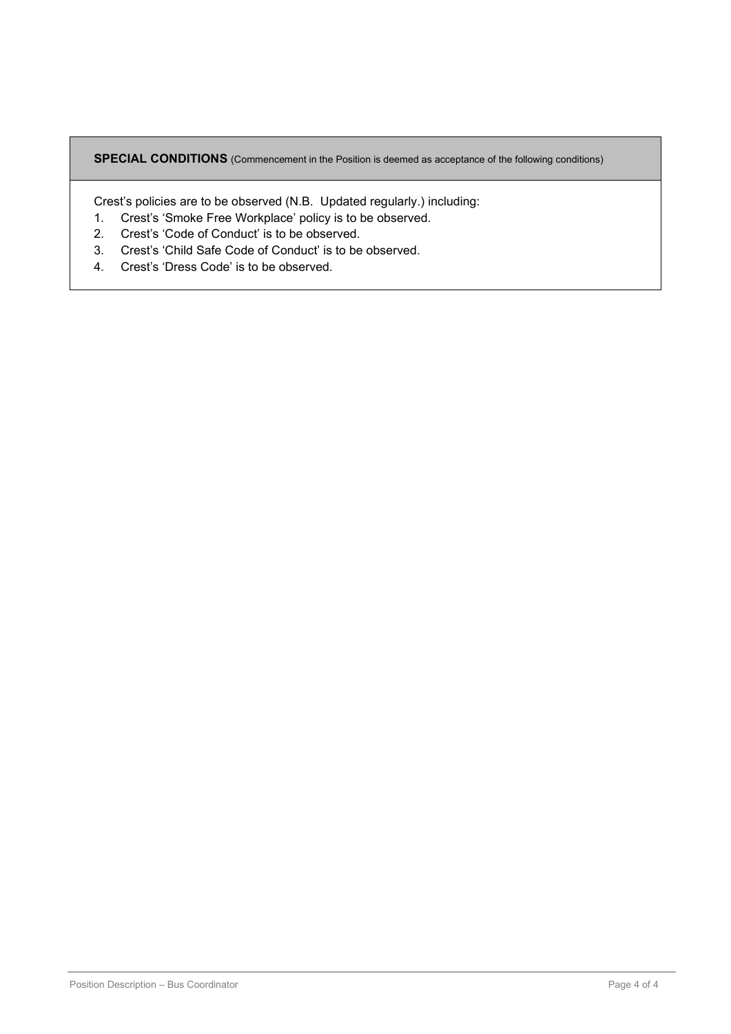**SPECIAL CONDITIONS** (Commencement in the Position is deemed as acceptance of the following conditions)

Crest's policies are to be observed (N.B. Updated regularly.) including:

1. Crest's 'Smoke Free Workplace' policy is to be observed.
2. Crest's 'Code of Conduct' is to be observed.
3. Crest's 'Child Safe Code of Conduct' is to be observed.
4. Crest's 'Dress Code' is to be observed.